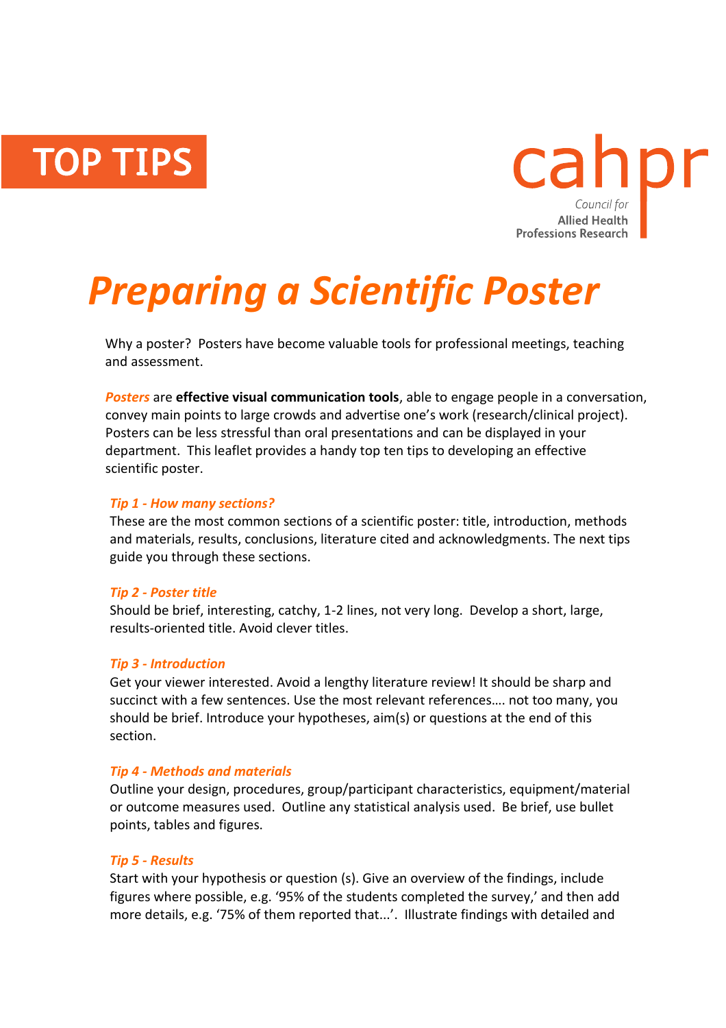# TOP TIPS

cahpr

Council for
Allied Health
Professions Research

# *Preparing a Scientific Poster*

Why a poster? Posters have become valuable tools for professional meetings, teaching and assessment.

*Posters* are **effective visual communication tools**, able to engage people in a conversation, convey main points to large crowds and advertise one's work (research/clinical project). Posters can be less stressful than oral presentations and can be displayed in your department. This leaflet provides a handy top ten tips to developing an effective scientific poster.

### *Tip 1 - How many sections?*

These are the most common sections of a scientific poster: title, introduction, methods and materials, results, conclusions, literature cited and acknowledgments. The next tips guide you through these sections.

### *Tip 2 - Poster title*

Should be brief, interesting, catchy, 1-2 lines, not very long. Develop a short, large, results-oriented title. Avoid clever titles.

### *Tip 3 - Introduction*

Get your viewer interested. Avoid a lengthy literature review! It should be sharp and succinct with a few sentences. Use the most relevant references…. not too many, you should be brief. Introduce your hypotheses, aim(s) or questions at the end of this section.

### *Tip 4 - Methods and materials*

Outline your design, procedures, group/participant characteristics, equipment/material or outcome measures used. Outline any statistical analysis used. Be brief, use bullet points, tables and figures.

### *Tip 5 - Results*

Start with your hypothesis or question (s). Give an overview of the findings, include figures where possible, e.g. '95% of the students completed the survey,' and then add more details, e.g. '75% of them reported that...'. Illustrate findings with detailed and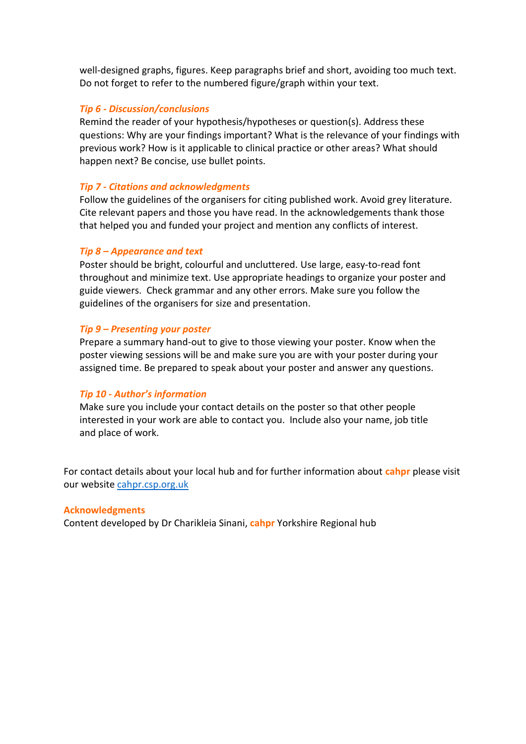well-designed graphs, figures. Keep paragraphs brief and short, avoiding too much text. Do not forget to refer to the numbered figure/graph within your text.

### *Tip 6 - Discussion/conclusions*

Remind the reader of your hypothesis/hypotheses or question(s). Address these questions: Why are your findings important? What is the relevance of your findings with previous work? How is it applicable to clinical practice or other areas? What should happen next? Be concise, use bullet points.

### *Tip 7 - Citations and acknowledgments*

Follow the guidelines of the organisers for citing published work. Avoid grey literature. Cite relevant papers and those you have read. In the acknowledgements thank those that helped you and funded your project and mention any conflicts of interest.

### *Tip 8 – Appearance and text*

Poster should be bright, colourful and uncluttered. Use large, easy-to-read font throughout and minimize text. Use appropriate headings to organize your poster and guide viewers. Check grammar and any other errors. Make sure you follow the guidelines of the organisers for size and presentation.

### *Tip 9 – Presenting your poster*

Prepare a summary hand-out to give to those viewing your poster. Know when the poster viewing sessions will be and make sure you are with your poster during your assigned time. Be prepared to speak about your poster and answer any questions.

### *Tip 10 - Author's information*

Make sure you include your contact details on the poster so that other people interested in your work are able to contact you. Include also your name, job title and place of work.

For contact details about your local hub and for further information about **cahpr** please visit our website [cahpr.csp.org.uk](cahpr.csp.org.uk)

**Acknowledgments**

Content developed by Dr Charikleia Sinani, **cahpr** Yorkshire Regional hub